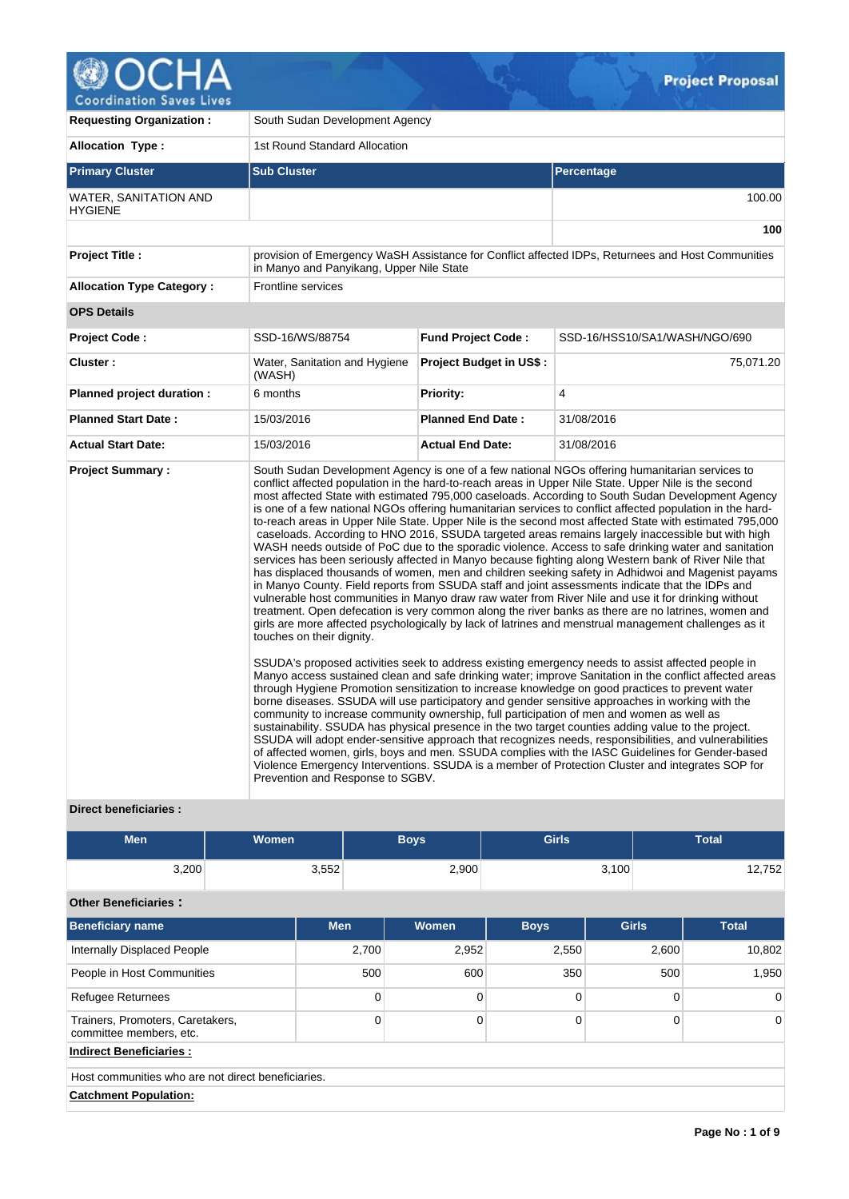# Project Proposal

| | | | |
|---|---|---|---|
| **Requesting Organization :** | South Sudan Development Agency | | |
| **Allocation Type :** | 1st Round Standard Allocation | | |

| **Primary Cluster** | **Sub Cluster** | **Percentage** |
|---|---|---|
| WATER, SANITATION AND HYGIENE | | 100.00 |
| | | **100** |

| | |
|---|---|
| **Project Title :** | provision of Emergency WaSH Assistance for Conflict affected IDPs, Returnees and Host Communities in Manyo and Panyikang, Upper Nile State |
| **Allocation Type Category :** | Frontline services |

**OPS Details**

| | | | |
|---|---|---|---|
| **Project Code :** | SSD-16/WS/88754 | **Fund Project Code :** | SSD-16/HSS10/SA1/WASH/NGO/690 |
| **Cluster :** | Water, Sanitation and Hygiene (WASH) | **Project Budget in US$ :** | 75,071.20 |
| **Planned project duration :** | 6 months | **Priority:** | 4 |
| **Planned Start Date :** | 15/03/2016 | **Planned End Date :** | 31/08/2016 |
| **Actual Start Date:** | 15/03/2016 | **Actual End Date:** | 31/08/2016 |

**Project Summary :**

South Sudan Development Agency is one of a few national NGOs offering humanitarian services to conflict affected population in the hard-to-reach areas in Upper Nile State. Upper Nile is the second most affected State with estimated 795,000 caseloads. According to South Sudan Development Agency is one of a few national NGOs offering humanitarian services to conflict affected population in the hard-to-reach areas in Upper Nile State. Upper Nile is the second most affected State with estimated 795,000 caseloads. According to HNO 2016, SSUDA targeted areas remains largely inaccessible but with high WASH needs outside of PoC due to the sporadic violence. Access to safe drinking water and sanitation services has been seriously affected in Manyo because fighting along Western bank of River Nile that has displaced thousands of women, men and children seeking safety in Adhidwoi and Magenist payams in Manyo County. Field reports from SSUDA staff and joint assessments indicate that the IDPs and vulnerable host communities in Manyo draw raw water from River Nile and use it for drinking without treatment. Open defecation is very common along the river banks as there are no latrines, women and girls are more affected psychologically by lack of latrines and menstrual management challenges as it touches on their dignity.

SSUDA's proposed activities seek to address existing emergency needs to assist affected people in Manyo access sustained clean and safe drinking water; improve Sanitation in the conflict affected areas through Hygiene Promotion sensitization to increase knowledge on good practices to prevent water borne diseases. SSUDA will use participatory and gender sensitive approaches in working with the community to increase community ownership, full participation of men and women as well as sustainability. SSUDA has physical presence in the two target counties adding value to the project. SSUDA will adopt ender-sensitive approach that recognizes needs, responsibilities, and vulnerabilities of affected women, girls, boys and men. SSUDA complies with the IASC Guidelines for Gender-based Violence Emergency Interventions. SSUDA is a member of Protection Cluster and integrates SOP for Prevention and Response to SGBV.

**Direct beneficiaries :**

| Men | Women | Boys | Girls | Total |
|---|---|---|---|---|
| 3,200 | 3,552 | 2,900 | 3,100 | 12,752 |

**Other Beneficiaries :**

| Beneficiary name | Men | Women | Boys | Girls | Total |
|---|---|---|---|---|---|
| Internally Displaced People | 2,700 | 2,952 | 2,550 | 2,600 | 10,802 |
| People in Host Communities | 500 | 600 | 350 | 500 | 1,950 |
| Refugee Returnees | 0 | 0 | 0 | 0 | 0 |
| Trainers, Promoters, Caretakers, committee members, etc. | 0 | 0 | 0 | 0 | 0 |

**Indirect Beneficiaries :**

Host communities who are not direct beneficiaries.

**Catchment Population:**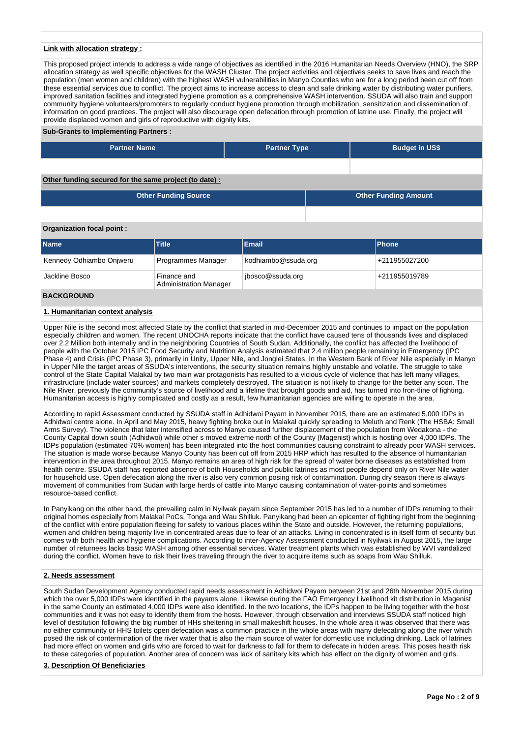**Link with allocation strategy :**

This proposed project intends to address a wide range of objectives as identified in the 2016 Humanitarian Needs Overview (HNO), the SRP allocation strategy as well specific objectives for the WASH Cluster. The project activities and objectives seeks to save lives and reach the population (men women and children) with the highest WASH vulnerabilities in Manyo Counties who are for a long period been cut off from these essential services due to conflict. The project aims to increase access to clean and safe drinking water by distributing water purifiers, improved sanitation facilities and integrated hygiene promotion as a comprehensive WASH intervention. SSUDA will also train and support community hygiene volunteers/promoters to regularly conduct hygiene promotion through mobilization, sensitization and dissemination of information on good practices. The project will also discourage open defecation through promotion of latrine use. Finally, the project will provide displaced women and girls of reproductive with dignity kits.

**Sub-Grants to Implementing Partners :**

| Partner Name | Partner Type | Budget in US$ |
|---|---|---|
| | | |

**Other funding secured for the same project (to date) :**

| Other Funding Source | Other Funding Amount |
|---|---|
| | |

**Organization focal point :**

| Name | Title | Email | Phone |
|---|---|---|---|
| Kennedy Odhiambo Onjweru | Programmes Manager | kodhiambo@ssuda.org | +211955027200 |
| Jackline Bosco | Finance and Administration Manager | jbosco@ssuda.org | +211955019789 |

## BACKGROUND

**1. Humanitarian context analysis**

Upper Nile is the second most affected State by the conflict that started in mid-December 2015 and continues to impact on the population especially children and women. The recent UNOCHA reports indicate that the conflict have caused tens of thousands lives and displaced over 2.2 Million both internally and in the neighboring Countries of South Sudan. Additionally, the conflict has affected the livelihood of people with the October 2015 IPC Food Security and Nutrition Analysis estimated that 2.4 million people remaining in Emergency (IPC Phase 4) and Crisis (IPC Phase 3), primarily in Unity, Upper Nile, and Jonglei States. In the Western Bank of River Nile especially in Manyo in Upper Nile the target areas of SSUDA's interventions, the security situation remains highly unstable and volatile. The struggle to take control of the State Capital Malakal by two main war protagonists has resulted to a vicious cycle of violence that has left many villages, infrastructure (include water sources) and markets completely destroyed. The situation is not likely to change for the better any soon. The Nile River, previously the community's source of livelihood and a lifeline that brought goods and aid, has turned into fron-tline of fighting. Humanitarian access is highly complicated and costly as a result, few humanitarian agencies are willing to operate in the area.

According to rapid Assessment conducted by SSUDA staff in Adhidwoi Payam in November 2015, there are an estimated 5,000 IDPs in Adhidwoi centre alone. In April and May 2015, heavy fighting broke out in Malakal quickly spreading to Meluth and Renk (The HSBA: Small Arms Survey). The violence that later intensified across to Manyo caused further displacement of the population from Wedakona - the County Capital down south (Adhidwoi) while other s moved extreme north of the County (Magenist) which is hosting over 4,000 IDPs. The IDPs population (estimated 70% women) has been integrated into the host communities causing constraint to already poor WASH services. The situation is made worse because Manyo County has been cut off from 2015 HRP which has resulted to the absence of humanitarian intervention in the area throughout 2015. Manyo remains an area of high risk for the spread of water borne diseases as established from health centre. SSUDA staff has reported absence of both Households and public latrines as most people depend only on River Nile water for household use. Open defecation along the river is also very common posing risk of contamination. During dry season there is always movement of communities from Sudan with large herds of cattle into Manyo causing contamination of water-points and sometimes resource-based conflict.

In Panyikang on the other hand, the prevailing calm in Nyilwak payam since September 2015 has led to a number of IDPs returning to their original homes especially from Malakal PoCs, Tonga and Wau Shilluk. Panyikang had been an epicenter of fighting right from the beginning of the conflict with entire population fleeing for safety to various places within the State and outside. However, the returning populations, women and children being majority live in concentrated areas due to fear of an attacks. Living in concentrated is in itself form of security but comes with both health and hygiene complications. According to inter-Agency Assessment conducted in Nyilwak in August 2015, the large number of returnees lacks basic WASH among other essential services. Water treatment plants which was established by WVI vandalized during the conflict. Women have to risk their lives traveling through the river to acquire items such as soaps from Wau Shilluk.

**2. Needs assessment**

South Sudan Development Agency conducted rapid needs assessment in Adhidwoi Payam between 21st and 26th November 2015 during which the over 5,000 IDPs were identified in the payams alone. Likewise during the FAO Emergency Livelihood kit distribution in Magenist in the same County an estimated 4,000 IDPs were also identified. In the two locations, the IDPs happen to be living together with the host communities and it was not easy to identify them from the hosts. However, through observation and interviews SSUDA staff noticed high level of destitution following the big number of HHs sheltering in small makeshift houses. In the whole area it was observed that there was no either community or HHS toilets open defecation was a common practice in the whole areas with many defecating along the river which posed the risk of contermination of the river water that is also the main source of water for domestic use including drinking. Lack of latrines had more effect on women and girls who are forced to wait for darkness to fall for them to defecate in hidden areas. This poses health risk to these categories of population. Another area of concern was lack of sanitary kits which has effect on the dignity of women and girls.

**3. Description Of Beneficiaries**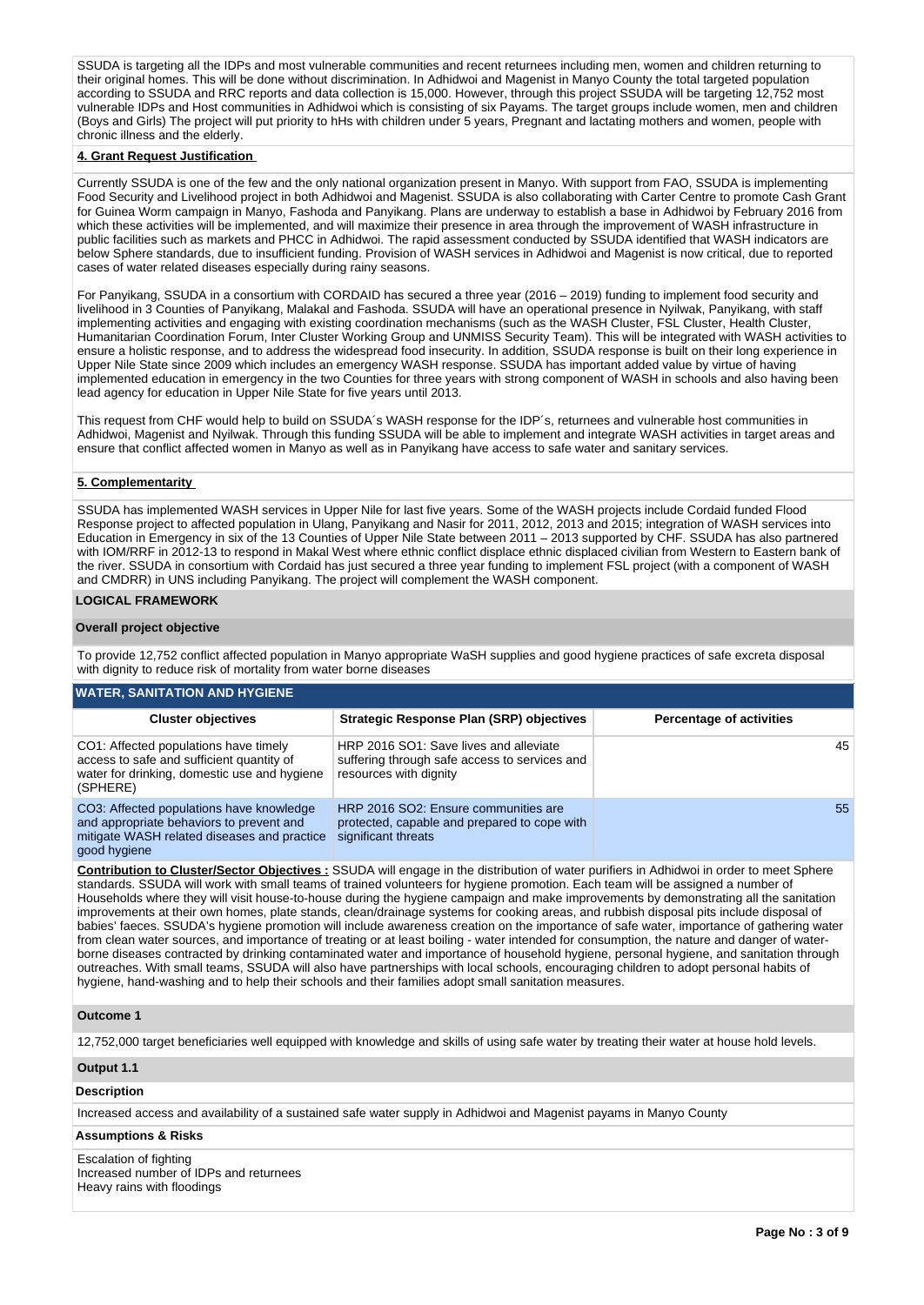SSUDA is targeting all the IDPs and most vulnerable communities and recent returnees including men, women and children returning to their original homes. This will be done without discrimination. In Adhidwoi and Magenist in Manyo County the total targeted population according to SSUDA and RRC reports and data collection is 15,000. However, through this project SSUDA will be targeting 12,752 most vulnerable IDPs and Host communities in Adhidwoi which is consisting of six Payams. The target groups include women, men and children (Boys and Girls) The project will put priority to hHs with children under 5 years, Pregnant and lactating mothers and women, people with chronic illness and the elderly.

**4. Grant Request Justification**

Currently SSUDA is one of the few and the only national organization present in Manyo. With support from FAO, SSUDA is implementing Food Security and Livelihood project in both Adhidwoi and Magenist. SSUDA is also collaborating with Carter Centre to promote Cash Grant for Guinea Worm campaign in Manyo, Fashoda and Panyikang. Plans are underway to establish a base in Adhidwoi by February 2016 from which these activities will be implemented, and will maximize their presence in area through the improvement of WASH infrastructure in public facilities such as markets and PHCC in Adhidwoi. The rapid assessment conducted by SSUDA identified that WASH indicators are below Sphere standards, due to insufficient funding. Provision of WASH services in Adhidwoi and Magenist is now critical, due to reported cases of water related diseases especially during rainy seasons.

For Panyikang, SSUDA in a consortium with CORDAID has secured a three year (2016 – 2019) funding to implement food security and livelihood in 3 Counties of Panyikang, Malakal and Fashoda. SSUDA will have an operational presence in Nyilwak, Panyikang, with staff implementing activities and engaging with existing coordination mechanisms (such as the WASH Cluster, FSL Cluster, Health Cluster, Humanitarian Coordination Forum, Inter Cluster Working Group and UNMISS Security Team). This will be integrated with WASH activities to ensure a holistic response, and to address the widespread food insecurity. In addition, SSUDA response is built on their long experience in Upper Nile State since 2009 which includes an emergency WASH response. SSUDA has important added value by virtue of having implemented education in emergency in the two Counties for three years with strong component of WASH in schools and also having been lead agency for education in Upper Nile State for five years until 2013.

This request from CHF would help to build on SSUDA´s WASH response for the IDP´s, returnees and vulnerable host communities in Adhidwoi, Magenist and Nyilwak. Through this funding SSUDA will be able to implement and integrate WASH activities in target areas and ensure that conflict affected women in Manyo as well as in Panyikang have access to safe water and sanitary services.

**5. Complementarity**

SSUDA has implemented WASH services in Upper Nile for last five years. Some of the WASH projects include Cordaid funded Flood Response project to affected population in Ulang, Panyikang and Nasir for 2011, 2012, 2013 and 2015; integration of WASH services into Education in Emergency in six of the 13 Counties of Upper Nile State between 2011 – 2013 supported by CHF. SSUDA has also partnered with IOM/RRF in 2012-13 to respond in Makal West where ethnic conflict displace ethnic displaced civilian from Western to Eastern bank of the river. SSUDA in consortium with Cordaid has just secured a three year funding to implement FSL project (with a component of WASH and CMDRR) in UNS including Panyikang. The project will complement the WASH component.

## LOGICAL FRAMEWORK

**Overall project objective**

To provide 12,752 conflict affected population in Manyo appropriate WaSH supplies and good hygiene practices of safe excreta disposal with dignity to reduce risk of mortality from water borne diseases

**WATER, SANITATION AND HYGIENE**

| Cluster objectives | Strategic Response Plan (SRP) objectives | Percentage of activities |
|---|---|---|
| CO1: Affected populations have timely access to safe and sufficient quantity of water for drinking, domestic use and hygiene (SPHERE) | HRP 2016 SO1: Save lives and alleviate suffering through safe access to services and resources with dignity | 45 |
| CO3: Affected populations have knowledge and appropriate behaviors to prevent and mitigate WASH related diseases and practice good hygiene | HRP 2016 SO2: Ensure communities are protected, capable and prepared to cope with significant threats | 55 |

**Contribution to Cluster/Sector Objectives :** SSUDA will engage in the distribution of water purifiers in Adhidwoi in order to meet Sphere standards. SSUDA will work with small teams of trained volunteers for hygiene promotion. Each team will be assigned a number of Households where they will visit house-to-house during the hygiene campaign and make improvements by demonstrating all the sanitation improvements at their own homes, plate stands, clean/drainage systems for cooking areas, and rubbish disposal pits include disposal of babies' faeces. SSUDA's hygiene promotion will include awareness creation on the importance of safe water, importance of gathering water from clean water sources, and importance of treating or at least boiling - water intended for consumption, the nature and danger of water-borne diseases contracted by drinking contaminated water and importance of household hygiene, personal hygiene, and sanitation through outreaches. With small teams, SSUDA will also have partnerships with local schools, encouraging children to adopt personal habits of hygiene, hand-washing and to help their schools and their families adopt small sanitation measures.

**Outcome 1**

12,752,000 target beneficiaries well equipped with knowledge and skills of using safe water by treating their water at house hold levels.

**Output 1.1**

**Description**

Increased access and availability of a sustained safe water supply in Adhidwoi and Magenist payams in Manyo County

**Assumptions & Risks**

Escalation of fighting
Increased number of IDPs and returnees
Heavy rains with floodings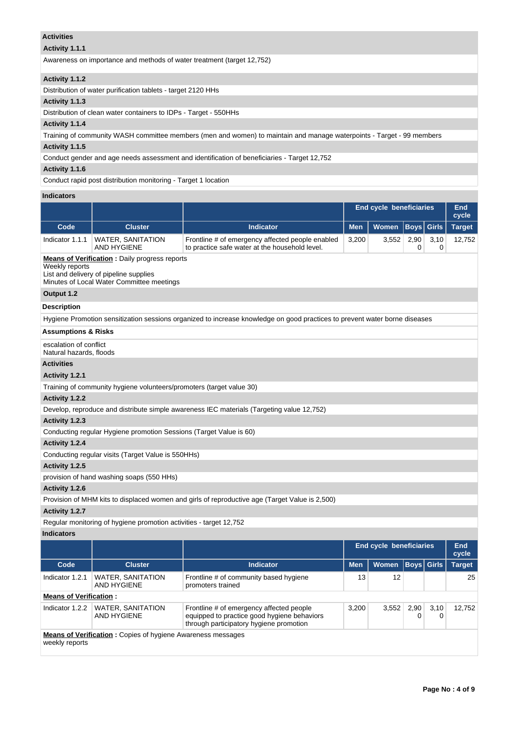**Activities**

**Activity 1.1.1**

Awareness on importance and methods of water treatment (target 12,752)

**Activity 1.1.2**

Distribution of water purification tablets - target 2120 HHs

**Activity 1.1.3**

Distribution of clean water containers to IDPs - Target - 550HHs

**Activity 1.1.4**

Training of community WASH committee members (men and women) to maintain and manage waterpoints - Target - 99 members

**Activity 1.1.5**

Conduct gender and age needs assessment and identification of beneficiaries - Target 12,752

**Activity 1.1.6**

Conduct rapid post distribution monitoring - Target 1 location

**Indicators**

| | | | End cycle beneficiaries | | | | End cycle |
|---|---|---|---|---|---|---|---|
| Code | Cluster | Indicator | Men | Women | Boys | Girls | Target |
| Indicator 1.1.1 | WATER, SANITATION AND HYGIENE | Frontline # of emergency affected people enabled to practice safe water at the household level. | 3,200 | 3,552 | 2,900 | 3,100 | 12,752 |

**Means of Verification :** Daily progress reports
Weekly reports
List and delivery of pipeline supplies
Minutes of Local Water Committee meetings

**Output 1.2**

**Description**

Hygiene Promotion sensitization sessions organized to increase knowledge on good practices to prevent water borne diseases

**Assumptions & Risks**

escalation of conflict
Natural hazards, floods

**Activities**

**Activity 1.2.1**

Training of community hygiene volunteers/promoters (target value 30)

**Activity 1.2.2**

Develop, reproduce and distribute simple awareness IEC materials (Targeting value 12,752)

**Activity 1.2.3**

Conducting regular Hygiene promotion Sessions (Target Value is 60)

**Activity 1.2.4**

Conducting regular visits (Target Value is 550HHs)

**Activity 1.2.5**

provision of hand washing soaps (550 HHs)

**Activity 1.2.6**

Provision of MHM kits to displaced women and girls of reproductive age (Target Value is 2,500)

**Activity 1.2.7**

Regular monitoring of hygiene promotion activities - target 12,752

**Indicators**

| | | | End cycle beneficiaries | | | | End cycle |
|---|---|---|---|---|---|---|---|
| Code | Cluster | Indicator | Men | Women | Boys | Girls | Target |
| Indicator 1.2.1 | WATER, SANITATION AND HYGIENE | Frontline # of community based hygiene promoters trained | 13 | 12 | | | 25 |

**Means of Verification :**

| Code | Cluster | Indicator | Men | Women | Boys | Girls | Target |
|---|---|---|---|---|---|---|---|
| Indicator 1.2.2 | WATER, SANITATION AND HYGIENE | Frontline # of emergency affected people equipped to practice good hygiene behaviors through participatory hygiene promotion | 3,200 | 3,552 | 2,900 | 3,100 | 12,752 |

**Means of Verification :** Copies of hygiene Awareness messages
weekly reports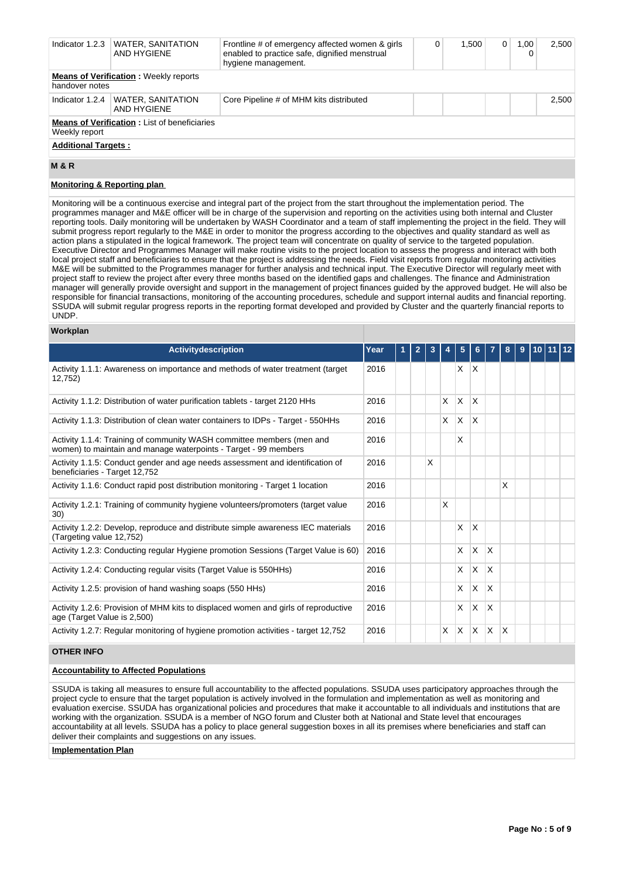| Indicator 1.2.3 | WATER, SANITATION AND HYGIENE | Frontline # of emergency affected women & girls enabled to practice safe, dignified menstrual hygiene management. | 0 | 1,500 | 0 | 1,000 | 2,500 |
|---|---|---|---|---|---|---|---|
| **Means of Verification :** Weekly reports handover notes | | | | | | | |
| Indicator 1.2.4 | WATER, SANITATION AND HYGIENE | Core Pipeline # of MHM kits distributed | | | | | 2,500 |
| **Means of Verification :** List of beneficiaries Weekly report | | | | | | | |
| **Additional Targets :** | | | | | | | |

## M & R

**Monitoring & Reporting plan**

Monitoring will be a continuous exercise and integral part of the project from the start throughout the implementation period. The programmes manager and M&E officer will be in charge of the supervision and reporting on the activities using both internal and Cluster reporting tools. Daily monitoring will be undertaken by WASH Coordinator and a team of staff implementing the project in the field. They will submit progress report regularly to the M&E in order to monitor the progress according to the objectives and quality standard as well as action plans a stipulated in the logical framework. The project team will concentrate on quality of service to the targeted population. Executive Director and Programmes Manager will make routine visits to the project location to assess the progress and interact with both local project staff and beneficiaries to ensure that the project is addressing the needs. Field visit reports from regular monitoring activities M&E will be submitted to the Programmes manager for further analysis and technical input. The Executive Director will regularly meet with project staff to review the project after every three months based on the identified gaps and challenges. The finance and Administration manager will generally provide oversight and support in the management of project finances guided by the approved budget. He will also be responsible for financial transactions, monitoring of the accounting procedures, schedule and support internal audits and financial reporting. SSUDA will submit regular progress reports in the reporting format developed and provided by Cluster and the quarterly financial reports to UNDP.

**Workplan**

| Activitydescription | Year | 1 | 2 | 3 | 4 | 5 | 6 | 7 | 8 | 9 | 10 | 11 | 12 |
|---|---|---|---|---|---|---|---|---|---|---|---|---|---|
| Activity 1.1.1: Awareness on importance and methods of water treatment (target 12,752) | 2016 | | | | | X | X | | | | | | |
| Activity 1.1.2: Distribution of water purification tablets - target 2120 HHs | 2016 | | | | X | X | X | | | | | | |
| Activity 1.1.3: Distribution of clean water containers to IDPs - Target - 550HHs | 2016 | | | | X | X | X | | | | | | |
| Activity 1.1.4: Training of community WASH committee members (men and women) to maintain and manage waterpoints - Target - 99 members | 2016 | | | | | X | | | | | | | |
| Activity 1.1.5: Conduct gender and age needs assessment and identification of beneficiaries - Target 12,752 | 2016 | | | X | | | | | | | | | |
| Activity 1.1.6: Conduct rapid post distribution monitoring - Target 1 location | 2016 | | | | | | | | X | | | | |
| Activity 1.2.1: Training of community hygiene volunteers/promoters (target value 30) | 2016 | | | | X | | | | | | | | |
| Activity 1.2.2: Develop, reproduce and distribute simple awareness IEC materials (Targeting value 12,752) | 2016 | | | | | X | X | | | | | | |
| Activity 1.2.3: Conducting regular Hygiene promotion Sessions (Target Value is 60) | 2016 | | | | | X | X | X | | | | | |
| Activity 1.2.4: Conducting regular visits (Target Value is 550HHs) | 2016 | | | | | X | X | X | | | | | |
| Activity 1.2.5: provision of hand washing soaps (550 HHs) | 2016 | | | | | X | X | X | | | | | |
| Activity 1.2.6: Provision of MHM kits to displaced women and girls of reproductive age (Target Value is 2,500) | 2016 | | | | | X | X | X | | | | | |
| Activity 1.2.7: Regular monitoring of hygiene promotion activities - target 12,752 | 2016 | | | | X | X | X | X | X | | | | |

## OTHER INFO

**Accountability to Affected Populations**

SSUDA is taking all measures to ensure full accountability to the affected populations. SSUDA uses participatory approaches through the project cycle to ensure that the target population is actively involved in the formulation and implementation as well as monitoring and evaluation exercise. SSUDA has organizational policies and procedures that make it accountable to all individuals and institutions that are working with the organization. SSUDA is a member of NGO forum and Cluster both at National and State level that encourages accountability at all levels. SSUDA has a policy to place general suggestion boxes in all its premises where beneficiaries and staff can deliver their complaints and suggestions on any issues.

**Implementation Plan**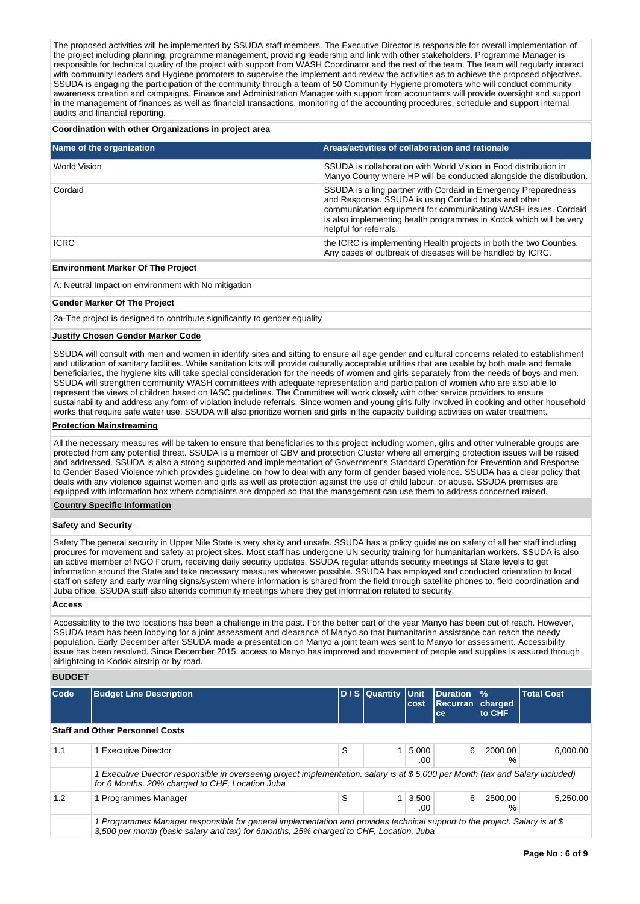The proposed activities will be implemented by SSUDA staff members. The Executive Director is responsible for overall implementation of the project including planning, programme management, providing leadership and link with other stakeholders. Programme Manager is responsible for technical quality of the project with support from WASH Coordinator and the rest of the team. The team will regularly interact with community leaders and Hygiene promoters to supervise the implement and review the activities as to achieve the proposed objectives. SSUDA is engaging the participation of the community through a team of 50 Community Hygiene promoters who will conduct community awareness creation and campaigns. Finance and Administration Manager with support from accountants will provide oversight and support in the management of finances as well as financial transactions, monitoring of the accounting procedures, schedule and support internal audits and financial reporting.

**Coordination with other Organizations in project area**

| Name of the organization | Areas/activities of collaboration and rationale |
|---|---|
| World Vision | SSUDA is collaboration with World Vision in Food distribution in Manyo County where HP will be conducted alongside the distribution. |
| Cordaid | SSUDA is a ling partner with Cordaid in Emergency Preparedness and Response. SSUDA is using Cordaid boats and other communication equipment for communicating WASH issues. Cordaid is also implementing health programmes in Kodok which will be very helpful for referrals. |
| ICRC | the ICRC is implementing Health projects in both the two Counties. Any cases of outbreak of diseases will be handled by ICRC. |

**Environment Marker Of The Project**

A: Neutral Impact on environment with No mitigation

**Gender Marker Of The Project**

2a-The project is designed to contribute significantly to gender equality

**Justify Chosen Gender Marker Code**

SSUDA will consult with men and women in identify sites and sitting to ensure all age gender and cultural concerns related to establishment and utilization of sanitary facilities. While sanitation kits will provide culturally acceptable utilities that are usable by both male and female beneficiaries, the hygiene kits will take special consideration for the needs of women and girls separately from the needs of boys and men. SSUDA will strengthen community WASH committees with adequate representation and participation of women who are also able to represent the views of children based on IASC guidelines. The Committee will work closely with other service providers to ensure sustainability and address any form of violation include referrals. Since women and young girls fully involved in cooking and other household works that require safe water use. SSUDA will also prioritize women and girls in the capacity building activities on water treatment.

**Protection Mainstreaming**

All the necessary measures will be taken to ensure that beneficiaries to this project including women, gilrs and other vulnerable groups are protected from any potential threat. SSUDA is a member of GBV and protection Cluster where all emerging protection issues will be raised and addressed. SSUDA is also a strong supported and implementation of Government's Standard Operation for Prevention and Response to Gender Based Violence which provides guideline on how to deal with any form of gender based violence. SSUDA has a clear policy that deals with any violence against women and girls as well as protection against the use of child labour. or abuse. SSUDA premises are equipped with information box where complaints are dropped so that the management can use them to address concerned raised.

**Country Specific Information**

**Safety and Security**

Safety The general security in Upper Nile State is very shaky and unsafe. SSUDA has a policy guideline on safety of all her staff including procures for movement and safety at project sites. Most staff has undergone UN security training for humanitarian workers. SSUDA is also an active member of NGO Forum, receiving daily security updates. SSUDA regular attends security meetings at State levels to get information around the State and take necessary measures wherever possible. SSUDA has employed and conducted orientation to local staff on safety and early warning signs/system where information is shared from the field through satellite phones to, field coordination and Juba office. SSUDA staff also attends community meetings where they get information related to security.

**Access**

Accessibility to the two locations has been a challenge in the past. For the better part of the year Manyo has been out of reach. However, SSUDA team has been lobbying for a joint assessment and clearance of Manyo so that humanitarian assistance can reach the needy population. Early December after SSUDA made a presentation on Manyo a joint team was sent to Manyo for assessment. Accessibility issue has been resolved. Since December 2015, access to Manyo has improved and movement of people and supplies is assured through airlightoing to Kodok airstrip or by road.

**BUDGET**

| Code | Budget Line Description | D / S | Quantity | Unit cost | Duration Recurrance | % charged to CHF | Total Cost |
|---|---|---|---|---|---|---|---|
| **Staff and Other Personnel Costs** | | | | | | | |
| 1.1 | 1 Executive Director | S | 1 | 5,000.00 | 6 | 2000.00 % | 6,000.00 |
| | *1 Executive Director responsible in overseeing project implementation. salary is at $ 5,000 per Month (tax and Salary included) for 6 Months, 20% charged to CHF, Location Juba* | | | | | | |
| 1.2 | 1 Programmes Manager | S | 1 | 3,500.00 | 6 | 2500.00 % | 5,250.00 |
| | *1 Programmes Manager responsible for general implementation and provides technical support to the project. Salary is at $ 3,500 per month (basic salary and tax) for 6months, 25% charged to CHF, Location, Juba* | | | | | | |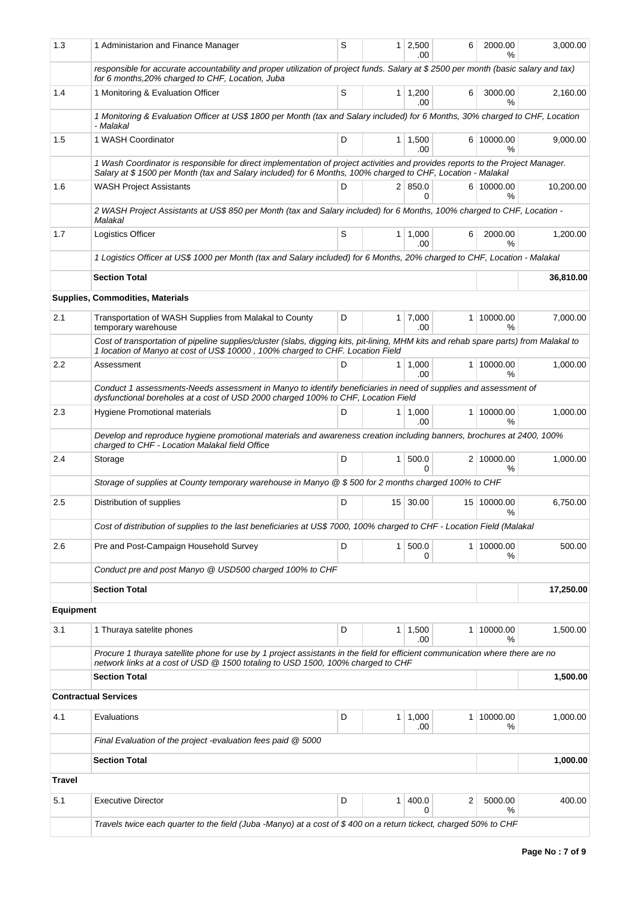| | | | | | | | |
|---|---|---|---|---|---|---|---|
| 1.3 | 1 Administarion and Finance Manager | S | 1 | 2,500.00 | 6 | 2000.00 % | 3,000.00 |
| | *responsible for accurate accountability and proper utilization of project funds. Salary at $ 2500 per month (basic salary and tax) for 6 months,20% charged to CHF, Location, Juba* | | | | | | |
| 1.4 | 1 Monitoring & Evaluation Officer | S | 1 | 1,200.00 | 6 | 3000.00 % | 2,160.00 |
| | *1 Monitoring & Evaluation Officer at US$ 1800 per Month (tax and Salary included) for 6 Months, 30% charged to CHF, Location - Malakal* | | | | | | |
| 1.5 | 1 WASH Coordinator | D | 1 | 1,500.00 | 6 | 10000.00 % | 9,000.00 |
| | *1 Wash Coordinator is responsible for direct implementation of project activities and provides reports to the Project Manager. Salary at $ 1500 per Month (tax and Salary included) for 6 Months, 100% charged to CHF, Location - Malakal* | | | | | | |
| 1.6 | WASH Project Assistants | D | 2 | 850.00 | 6 | 10000.00 % | 10,200.00 |
| | *2 WASH Project Assistants at US$ 850 per Month (tax and Salary included) for 6 Months, 100% charged to CHF, Location - Malakal* | | | | | | |
| 1.7 | Logistics Officer | S | 1 | 1,000.00 | 6 | 2000.00 % | 1,200.00 |
| | *1 Logistics Officer at US$ 1000 per Month (tax and Salary included) for 6 Months, 20% charged to CHF, Location - Malakal* | | | | | | |
| | **Section Total** | | | | | | **36,810.00** |
| **Supplies, Commodities, Materials** | | | | | | | |
| 2.1 | Transportation of WASH Supplies from Malakal to County temporary warehouse | D | 1 | 7,000.00 | 1 | 10000.00 % | 7,000.00 |
| | *Cost of transportation of pipeline supplies/cluster (slabs, digging kits, pit-lining, MHM kits and rehab spare parts) from Malakal to 1 location of Manyo at cost of US$ 10000 , 100% charged to CHF. Location Field* | | | | | | |
| 2.2 | Assessment | D | 1 | 1,000.00 | 1 | 10000.00 % | 1,000.00 |
| | *Conduct 1 assessments-Needs assessment in Manyo to identify beneficiaries in need of supplies and assessment of dysfunctional boreholes at a cost of USD 2000 charged 100% to CHF, Location Field* | | | | | | |
| 2.3 | Hygiene Promotional materials | D | 1 | 1,000.00 | 1 | 10000.00 % | 1,000.00 |
| | *Develop and reproduce hygiene promotional materials and awareness creation including banners, brochures at 2400, 100% charged to CHF - Location Malakal field Office* | | | | | | |
| 2.4 | Storage | D | 1 | 500.00 | 2 | 10000.00 % | 1,000.00 |
| | *Storage of supplies at County temporary warehouse in Manyo @ $ 500 for 2 months charged 100% to CHF* | | | | | | |
| 2.5 | Distribution of supplies | D | 15 | 30.00 | 15 | 10000.00 % | 6,750.00 |
| | *Cost of distribution of supplies to the last beneficiaries at US$ 7000, 100% charged to CHF - Location Field (Malakal* | | | | | | |
| 2.6 | Pre and Post-Campaign Household Survey | D | 1 | 500.00 | 1 | 10000.00 % | 500.00 |
| | *Conduct pre and post Manyo @ USD500 charged 100% to CHF* | | | | | | |
| | **Section Total** | | | | | | **17,250.00** |
| **Equipment** | | | | | | | |
| 3.1 | 1 Thuraya satelite phones | D | 1 | 1,500.00 | 1 | 10000.00 % | 1,500.00 |
| | *Procure 1 thuraya satellite phone for use by 1 project assistants in the field for efficient communication where there are no network links at a cost of USD @ 1500 totaling to USD 1500, 100% charged to CHF* | | | | | | |
| | **Section Total** | | | | | | **1,500.00** |
| **Contractual Services** | | | | | | | |
| 4.1 | Evaluations | D | 1 | 1,000.00 | 1 | 10000.00 % | 1,000.00 |
| | *Final Evaluation of the project -evaluation fees paid @ 5000* | | | | | | |
| | **Section Total** | | | | | | **1,000.00** |
| **Travel** | | | | | | | |
| 5.1 | Executive Director | D | 1 | 400.00 | 2 | 5000.00 % | 400.00 |
| | *Travels twice each quarter to the field (Juba -Manyo) at a cost of $ 400 on a return tickect, charged 50% to CHF* | | | | | | |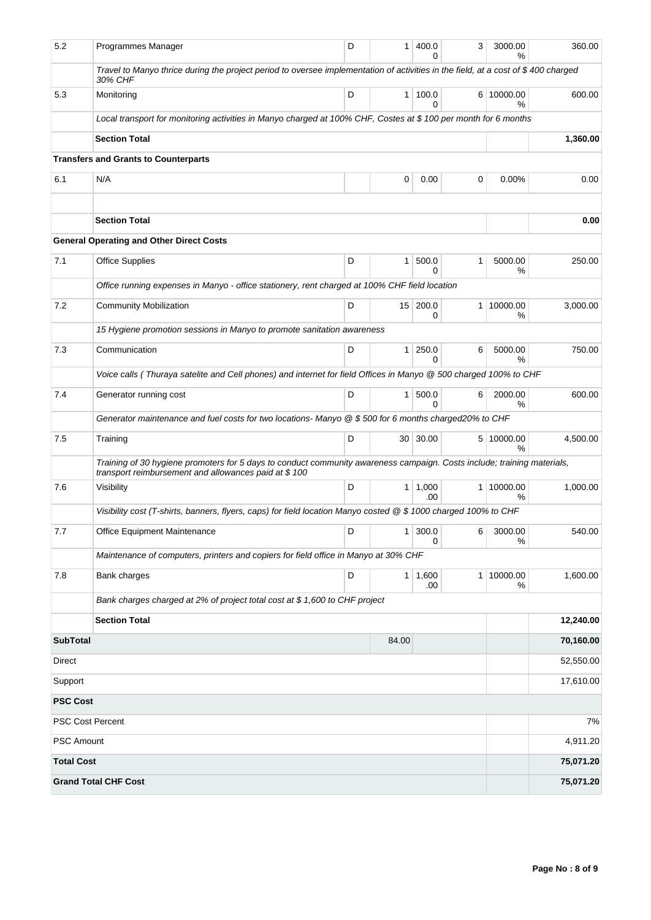| 5.2 | Programmes Manager | D | 1 | 400.00 | 3 | 3000.00 % | 360.00 |
|---|---|---|---|---|---|---|---|
| | *Travel to Manyo thrice during the project period to oversee implementation of activities in the field, at a cost of $ 400 charged 30% CHF* | | | | | | |
| 5.3 | Monitoring | D | 1 | 100.00 | 6 | 10000.00 % | 600.00 |
| | *Local transport for monitoring activities in Manyo charged at 100% CHF, Costes at $ 100 per month for 6 months* | | | | | | |
| | **Section Total** | | | | | | **1,360.00** |
| | **Transfers and Grants to Counterparts** | | | | | | |
| 6.1 | N/A | | 0 | 0.00 | 0 | 0.00% | 0.00 |
| | | | | | | | |
| | **Section Total** | | | | | | **0.00** |
| | **General Operating and Other Direct Costs** | | | | | | |
| 7.1 | Office Supplies | D | 1 | 500.00 | 1 | 5000.00 % | 250.00 |
| | *Office running expenses in Manyo - office stationery, rent charged at 100% CHF field location* | | | | | | |
| 7.2 | Community Mobilization | D | 15 | 200.00 | 1 | 10000.00 % | 3,000.00 |
| | *15 Hygiene promotion sessions in Manyo to promote sanitation awareness* | | | | | | |
| 7.3 | Communication | D | 1 | 250.00 | 6 | 5000.00 % | 750.00 |
| | *Voice calls ( Thuraya satelite and Cell phones) and internet for field Offices in Manyo @ 500 charged 100% to CHF* | | | | | | |
| 7.4 | Generator running cost | D | 1 | 500.00 | 6 | 2000.00 % | 600.00 |
| | *Generator maintenance and fuel costs for two locations- Manyo @ $ 500 for 6 months charged20% to CHF* | | | | | | |
| 7.5 | Training | D | 30 | 30.00 | 5 | 10000.00 % | 4,500.00 |
| | *Training of 30 hygiene promoters for 5 days to conduct community awareness campaign. Costs include; training materials, transport reimbursement and allowances paid at $ 100* | | | | | | |
| 7.6 | Visibility | D | 1 | 1,000.00 | 1 | 10000.00 % | 1,000.00 |
| | *Visibility cost (T-shirts, banners, flyers, caps) for field location Manyo costed @ $ 1000 charged 100% to CHF* | | | | | | |
| 7.7 | Office Equipment Maintenance | D | 1 | 300.00 | 6 | 3000.00 % | 540.00 |
| | *Maintenance of computers, printers and copiers for field office in Manyo at 30% CHF* | | | | | | |
| 7.8 | Bank charges | D | 1 | 1,600.00 | 1 | 10000.00 % | 1,600.00 |
| | *Bank charges charged at 2% of project total cost at $ 1,600 to CHF project* | | | | | | |
| | **Section Total** | | | | | | **12,240.00** |
| **SubTotal** | | | 84.00 | | | | **70,160.00** |
| Direct | | | | | | | 52,550.00 |
| Support | | | | | | | 17,610.00 |
| **PSC Cost** | | | | | | | |
| PSC Cost Percent | | | | | | | 7% |
| PSC Amount | | | | | | | 4,911.20 |
| **Total Cost** | | | | | | | **75,071.20** |
| **Grand Total CHF Cost** | | | | | | | **75,071.20** |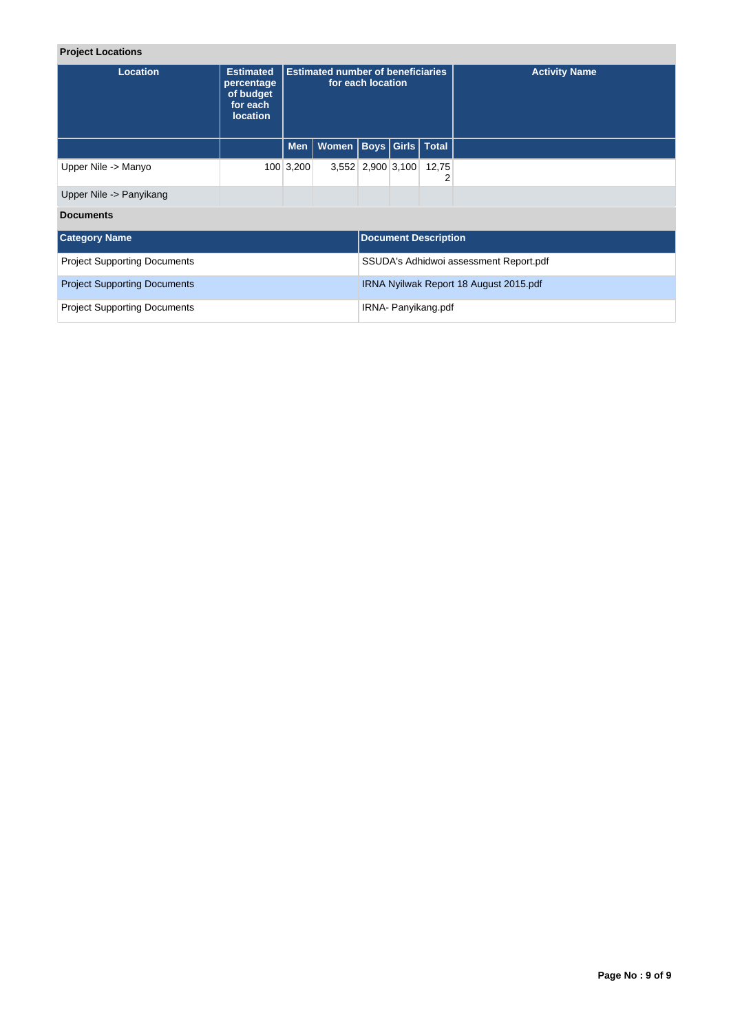**Project Locations**

| Location | Estimated percentage of budget for each location | Estimated number of beneficiaries for each location | | | | | Activity Name |
|---|---|---|---|---|---|---|---|
| | | Men | Women | Boys | Girls | Total | |
| Upper Nile -> Manyo | 100 | 3,200 | 3,552 | 2,900 | 3,100 | 12,752 | |
| Upper Nile -> Panyikang | | | | | | | |

**Documents**

| Category Name | Document Description |
|---|---|
| Project Supporting Documents | SSUDA's Adhidwoi assessment Report.pdf |
| Project Supporting Documents | IRNA Nyilwak Report 18 August 2015.pdf |
| Project Supporting Documents | IRNA- Panyikang.pdf |